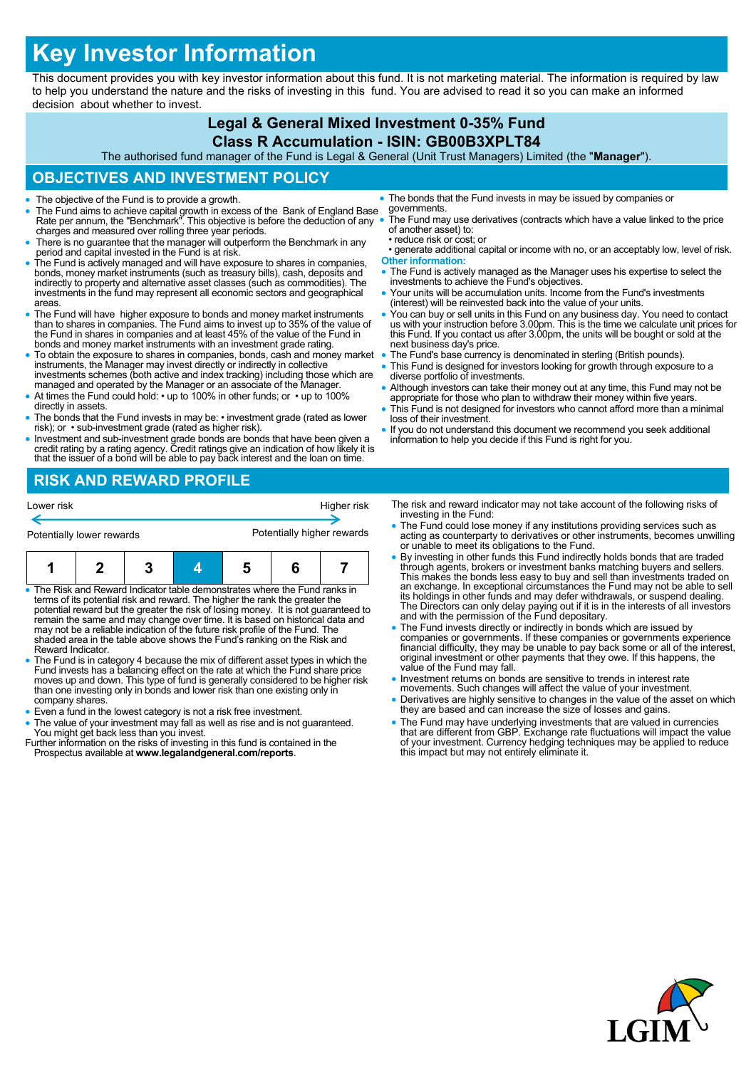# Key Investor Information

This document provides you with key investor information about this fund. It is not marketing material. The information is required by law to help you understand the nature and the risks of investing in this fund. You are advised to read it so you can make an informed decision about whether to invest.

## Legal & General Mixed Investment 0-35% Fund
## Class R Accumulation - ISIN: GB00B3XPLT84

The authorised fund manager of the Fund is Legal & General (Unit Trust Managers) Limited (the "**Manager**").

## OBJECTIVES AND INVESTMENT POLICY

- The objective of the Fund is to provide a growth.
- The Fund aims to achieve capital growth in excess of the Bank of England Base Rate per annum, the "Benchmark". This objective is before the deduction of any charges and measured over rolling three year periods.
- There is no guarantee that the manager will outperform the Benchmark in any period and capital invested in the Fund is at risk.
- The Fund is actively managed and will have exposure to shares in companies, bonds, money market instruments (such as treasury bills), cash, deposits and indirectly to property and alternative asset classes (such as commodities). The investments in the fund may represent all economic sectors and geographical areas.
- The Fund will have higher exposure to bonds and money market instruments than to shares in companies. The Fund aims to invest up to 35% of the value of the Fund in shares in companies and at least 45% of the value of the Fund in bonds and money market instruments with an investment grade rating.
- To obtain the exposure to shares in companies, bonds, cash and money market instruments, the Manager may invest directly or indirectly in collective investments schemes (both active and index tracking) including those which are managed and operated by the Manager or an associate of the Manager.
- At times the Fund could hold: • up to 100% in other funds; or • up to 100% directly in assets.
- The bonds that the Fund invests in may be: • investment grade (rated as lower risk); or • sub-investment grade (rated as higher risk).
- Investment and sub-investment grade bonds are bonds that have been given a credit rating by a rating agency. Credit ratings give an indication of how likely it is that the issuer of a bond will be able to pay back interest and the loan on time.
- The bonds that the Fund invests in may be issued by companies or governments.
- The Fund may use derivatives (contracts which have a value linked to the price of another asset) to:
  • reduce risk or cost; or
  • generate additional capital or income with no, or an acceptably low, level of risk.

**Other information:**

- The Fund is actively managed as the Manager uses his expertise to select the investments to achieve the Fund's objectives.
- Your units will be accumulation units. Income from the Fund's investments (interest) will be reinvested back into the value of your units.
- You can buy or sell units in this Fund on any business day. You need to contact us with your instruction before 3.00pm. This is the time we calculate unit prices for this Fund. If you contact us after 3.00pm, the units will be bought or sold at the next business day's price.
- The Fund's base currency is denominated in sterling (British pounds).
- This Fund is designed for investors looking for growth through exposure to a diverse portfolio of investments.
- Although investors can take their money out at any time, this Fund may not be appropriate for those who plan to withdraw their money within five years.
- This Fund is not designed for investors who cannot afford more than a minimal loss of their investment.
- If you do not understand this document we recommend you seek additional information to help you decide if this Fund is right for you.

## RISK AND REWARD PROFILE

Lower risk ← → Higher risk

Potentially lower rewards — Potentially higher rewards

| 1 | 2 | 3 | **4** | 5 | 6 | 7 |
|---|---|---|---|---|---|---|

- The Risk and Reward Indicator table demonstrates where the Fund ranks in terms of its potential risk and reward. The higher the rank the greater the potential reward but the greater the risk of losing money. It is not guaranteed to remain the same and may change over time. It is based on historical data and may not be a reliable indication of the future risk profile of the Fund. The shaded area in the table above shows the Fund's ranking on the Risk and Reward Indicator.
- The Fund is in category 4 because the mix of different asset types in which the Fund invests has a balancing effect on the rate at which the Fund share price moves up and down. This type of fund is generally considered to be higher risk than one investing only in bonds and lower risk than one existing only in company shares.
- Even a fund in the lowest category is not a risk free investment.
- The value of your investment may fall as well as rise and is not guaranteed. You might get back less than you invest.

Further information on the risks of investing in this fund is contained in the Prospectus available at **www.legalandgeneral.com/reports**.

The risk and reward indicator may not take account of the following risks of investing in the Fund:

- The Fund could lose money if any institutions providing services such as acting as counterparty to derivatives or other instruments, becomes unwilling or unable to meet its obligations to the Fund.
- By investing in other funds this Fund indirectly holds bonds that are traded through agents, brokers or investment banks matching buyers and sellers. This makes the bonds less easy to buy and sell than investments traded on an exchange. In exceptional circumstances the Fund may not be able to sell its holdings in other funds and may defer withdrawals, or suspend dealing. The Directors can only delay paying out if it is in the interests of all investors and with the permission of the Fund depositary.
- The Fund invests directly or indirectly in bonds which are issued by companies or governments. If these companies or governments experience financial difficulty, they may be unable to pay back some or all of the interest, original investment or other payments that they owe. If this happens, the value of the Fund may fall.
- Investment returns on bonds are sensitive to trends in interest rate movements. Such changes will affect the value of your investment.
- Derivatives are highly sensitive to changes in the value of the asset on which they are based and can increase the size of losses and gains.
- The Fund may have underlying investments that are valued in currencies that are different from GBP. Exchange rate fluctuations will impact the value of your investment. Currency hedging techniques may be applied to reduce this impact but may not entirely eliminate it.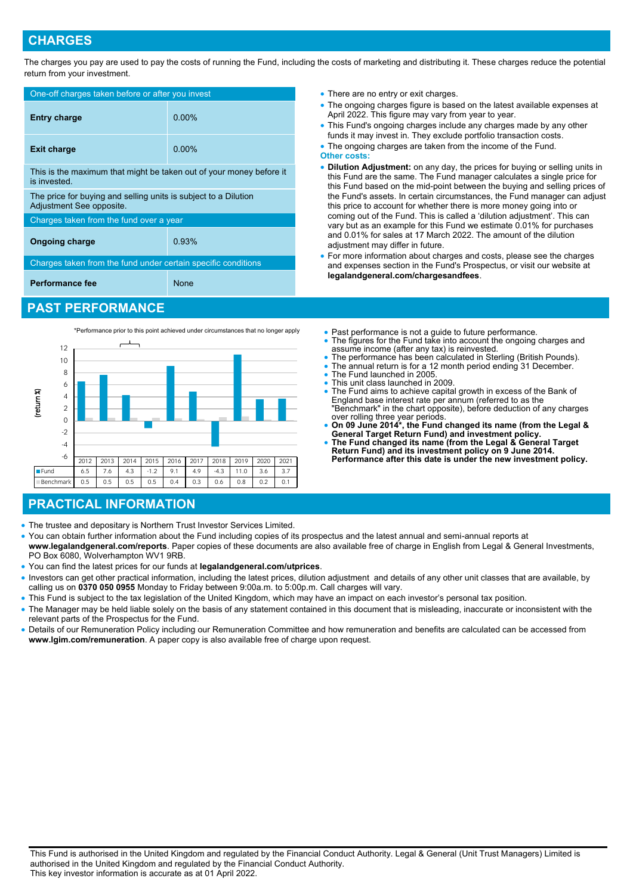## CHARGES

The charges you pay are used to pay the costs of running the Fund, including the costs of marketing and distributing it. These charges reduce the potential return from your investment.

| One-off charges taken before or after you invest | |
|---|---|
| **Entry charge** | 0.00% |
| **Exit charge** | 0.00% |
| This is the maximum that might be taken out of your money before it is invested. | |
| The price for buying and selling units is subject to a Dilution Adjustment See opposite. | |
| Charges taken from the fund over a year | |
| **Ongoing charge** | 0.93% |
| Charges taken from the fund under certain specific conditions | |
| **Performance fee** | None |

- There are no entry or exit charges.
- The ongoing charges figure is based on the latest available expenses at April 2022. This figure may vary from year to year.
- This Fund's ongoing charges include any charges made by any other funds it may invest in. They exclude portfolio transaction costs.
- The ongoing charges are taken from the income of the Fund.

**Other costs:**

- **Dilution Adjustment:** on any day, the prices for buying or selling units in this Fund are the same. The Fund manager calculates a single price for this Fund based on the mid-point between the buying and selling prices of the Fund's assets. In certain circumstances, the Fund manager can adjust this price to account for whether there is more money going into or coming out of the Fund. This is called a 'dilution adjustment'. This can vary but as an example for this Fund we estimate 0.01% for purchases and 0.01% for sales at 17 March 2022. The amount of the dilution adjustment may differ in future.
- For more information about charges and costs, please see the charges and expenses section in the Fund's Prospectus, or visit our website at **legalandgeneral.com/chargesandfees**.

## PAST PERFORMANCE

*Performance prior to this point achieved under circumstances that no longer apply

(return %)

12
10
8
6
4
2
0
-2
-4
-6

2012 2013 2014 2015 2016 2017 2018 2019 2020 2021

Fund 6.5 7.6 4.3 -1.2 9.1 4.9 -4.3 11.0 3.6 3.7

Benchmark 0.5 0.5 0.5 0.5 0.4 0.3 0.6 0.8 0.2 0.1

- Past performance is not a guide to future performance.
- The figures for the Fund take into account the ongoing charges and assume income (after any tax) is reinvested.
- The performance has been calculated in Sterling (British Pounds).
- The annual return is for a 12 month period ending 31 December.
- The Fund launched in 2005.
- This unit class launched in 2009.
- The Fund aims to achieve capital growth in excess of the Bank of England base interest rate per annum (referred to as the "Benchmark" in the chart opposite), before deduction of any charges over rolling three year periods.
- **On 09 June 2014*, the Fund changed its name (from the Legal & General Target Return Fund) and investment policy.**
- **The Fund changed its name (from the Legal & General Target Return Fund) and its investment policy on 9 June 2014. Performance after this date is under the new investment policy.**

## PRACTICAL INFORMATION

- The trustee and depositary is Northern Trust Investor Services Limited.
- You can obtain further information about the Fund including copies of its prospectus and the latest annual and semi-annual reports at **www.legalandgeneral.com/reports**. Paper copies of these documents are also available free of charge in English from Legal & General Investments, PO Box 6080, Wolverhampton WV1 9RB.
- You can find the latest prices for our funds at **legalandgeneral.com/utprices**.
- Investors can get other practical information, including the latest prices, dilution adjustment and details of any other unit classes that are available, by calling us on **0370 050 0955** Monday to Friday between 9:00a.m. to 5:00p.m. Call charges will vary.
- This Fund is subject to the tax legislation of the United Kingdom, which may have an impact on each investor's personal tax position.
- The Manager may be held liable solely on the basis of any statement contained in this document that is misleading, inaccurate or inconsistent with the relevant parts of the Prospectus for the Fund.
- Details of our Remuneration Policy including our Remuneration Committee and how remuneration and benefits are calculated can be accessed from **www.lgim.com/remuneration**. A paper copy is also available free of charge upon request.

This Fund is authorised in the United Kingdom and regulated by the Financial Conduct Authority. Legal & General (Unit Trust Managers) Limited is authorised in the United Kingdom and regulated by the Financial Conduct Authority.
This key investor information is accurate as at 01 April 2022.